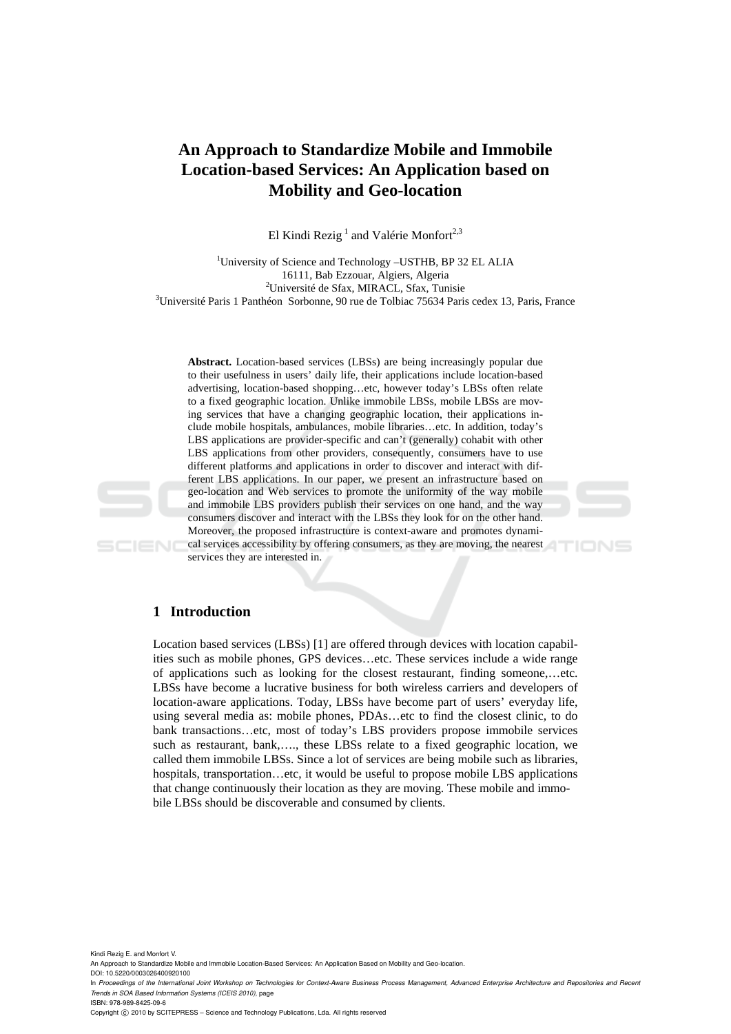# An Approach to Standardize Mobile and Immobile Location-based Services: An Application based on Mobility and Geo-location

El Kindi Rezig [1] and Valérie Monfort[2,3]

[1]University of Science and Technology –USTHB, BP 32 EL ALIA 16111, Bab Ezzouar, Algiers, Algeria
[2]Université de Sfax, MIRACL, Sfax, Tunisie
[3]Université Paris 1 Panthéon Sorbonne, 90 rue de Tolbiac 75634 Paris cedex 13, Paris, France

**Abstract.** Location-based services (LBSs) are being increasingly popular due to their usefulness in users' daily life, their applications include location-based advertising, location-based shopping…etc, however today's LBSs often relate to a fixed geographic location. Unlike immobile LBSs, mobile LBSs are moving services that have a changing geographic location, their applications include mobile hospitals, ambulances, mobile libraries…etc. In addition, today's LBS applications are provider-specific and can't (generally) cohabit with other LBS applications from other providers, consequently, consumers have to use different platforms and applications in order to discover and interact with different LBS applications. In our paper, we present an infrastructure based on geo-location and Web services to promote the uniformity of the way mobile and immobile LBS providers publish their services on one hand, and the way consumers discover and interact with the LBSs they look for on the other hand. Moreover, the proposed infrastructure is context-aware and promotes dynamical services accessibility by offering consumers, as they are moving, the nearest services they are interested in.

## 1 Introduction

Location based services (LBSs) [1] are offered through devices with location capabilities such as mobile phones, GPS devices…etc. These services include a wide range of applications such as looking for the closest restaurant, finding someone,…etc. LBSs have become a lucrative business for both wireless carriers and developers of location-aware applications. Today, LBSs have become part of users' everyday life, using several media as: mobile phones, PDAs…etc to find the closest clinic, to do bank transactions…etc, most of today's LBS providers propose immobile services such as restaurant, bank,…., these LBSs relate to a fixed geographic location, we called them immobile LBSs. Since a lot of services are being mobile such as libraries, hospitals, transportation…etc, it would be useful to propose mobile LBS applications that change continuously their location as they are moving. These mobile and immobile LBSs should be discoverable and consumed by clients.

Kindi Rezig E. and Monfort V.
An Approach to Standardize Mobile and Immobile Location-Based Services: An Application Based on Mobility and Geo-location.
DOI: 10.5220/0003026400920100
In *Proceedings of the International Joint Workshop on Technologies for Context-Aware Business Process Management, Advanced Enterprise Architecture and Repositories and Recent Trends in SOA Based Information Systems (ICEIS 2010)*, page
ISBN: 978-989-8425-09-6
Copyright © 2010 by SCITEPRESS – Science and Technology Publications, Lda. All rights reserved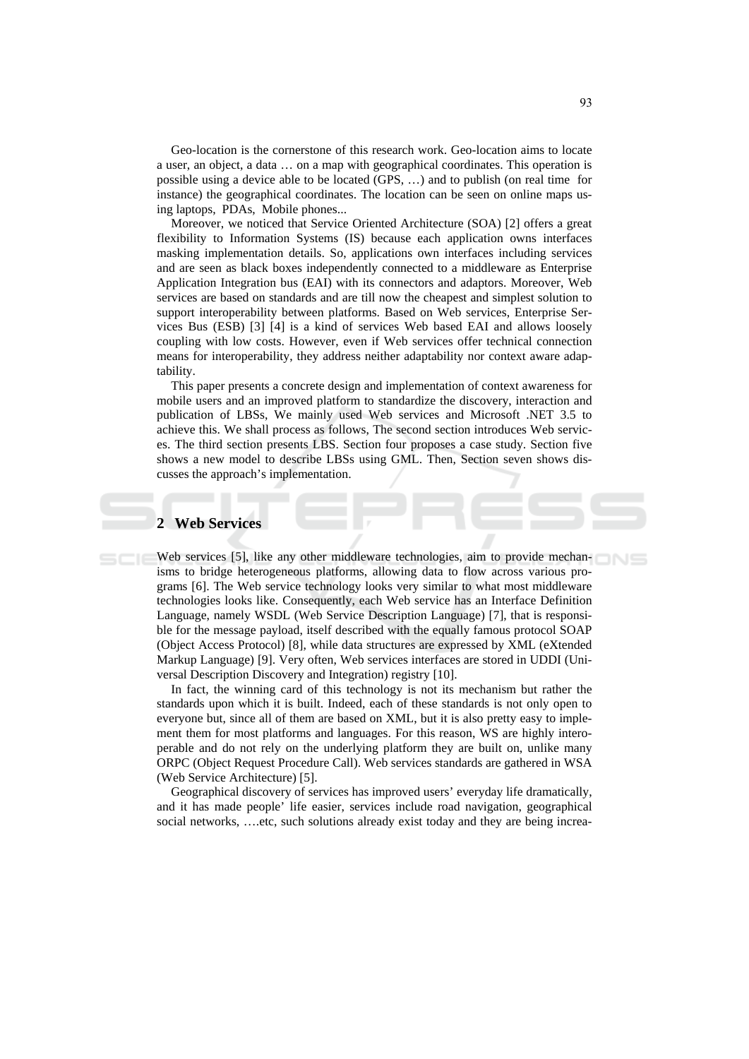Geo-location is the cornerstone of this research work. Geo-location aims to locate a user, an object, a data … on a map with geographical coordinates. This operation is possible using a device able to be located (GPS, …) and to publish (on real time for instance) the geographical coordinates. The location can be seen on online maps using laptops, PDAs, Mobile phones...

Moreover, we noticed that Service Oriented Architecture (SOA) [2] offers a great flexibility to Information Systems (IS) because each application owns interfaces masking implementation details. So, applications own interfaces including services and are seen as black boxes independently connected to a middleware as Enterprise Application Integration bus (EAI) with its connectors and adaptors. Moreover, Web services are based on standards and are till now the cheapest and simplest solution to support interoperability between platforms. Based on Web services, Enterprise Services Bus (ESB) [3] [4] is a kind of services Web based EAI and allows loosely coupling with low costs. However, even if Web services offer technical connection means for interoperability, they address neither adaptability nor context aware adaptability.

This paper presents a concrete design and implementation of context awareness for mobile users and an improved platform to standardize the discovery, interaction and publication of LBSs, We mainly used Web services and Microsoft .NET 3.5 to achieve this. We shall process as follows, The second section introduces Web services. The third section presents LBS. Section four proposes a case study. Section five shows a new model to describe LBSs using GML. Then, Section seven shows discusses the approach's implementation.

## 2 Web Services

Web services [5], like any other middleware technologies, aim to provide mechanisms to bridge heterogeneous platforms, allowing data to flow across various programs [6]. The Web service technology looks very similar to what most middleware technologies looks like. Consequently, each Web service has an Interface Definition Language, namely WSDL (Web Service Description Language) [7], that is responsible for the message payload, itself described with the equally famous protocol SOAP (Object Access Protocol) [8], while data structures are expressed by XML (eXtended Markup Language) [9]. Very often, Web services interfaces are stored in UDDI (Universal Description Discovery and Integration) registry [10].

In fact, the winning card of this technology is not its mechanism but rather the standards upon which it is built. Indeed, each of these standards is not only open to everyone but, since all of them are based on XML, but it is also pretty easy to implement them for most platforms and languages. For this reason, WS are highly interoperable and do not rely on the underlying platform they are built on, unlike many ORPC (Object Request Procedure Call). Web services standards are gathered in WSA (Web Service Architecture) [5].

Geographical discovery of services has improved users' everyday life dramatically, and it has made people' life easier, services include road navigation, geographical social networks, ….etc, such solutions already exist today and they are being increa-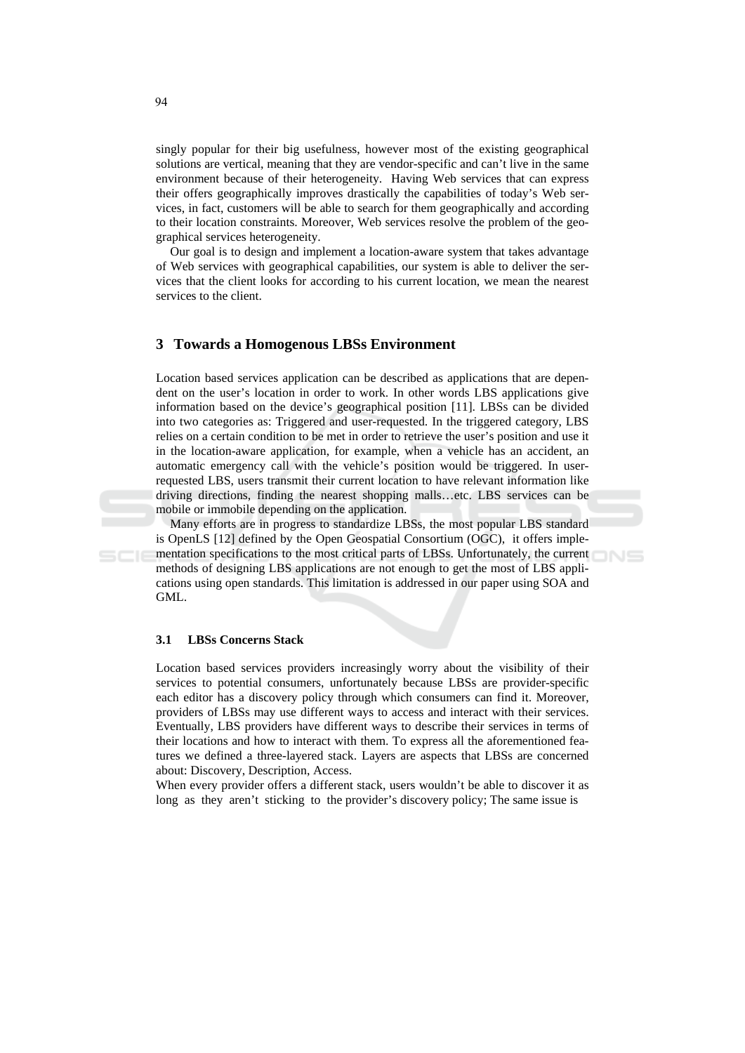singly popular for their big usefulness, however most of the existing geographical solutions are vertical, meaning that they are vendor-specific and can't live in the same environment because of their heterogeneity. Having Web services that can express their offers geographically improves drastically the capabilities of today's Web services, in fact, customers will be able to search for them geographically and according to their location constraints. Moreover, Web services resolve the problem of the geographical services heterogeneity.

Our goal is to design and implement a location-aware system that takes advantage of Web services with geographical capabilities, our system is able to deliver the services that the client looks for according to his current location, we mean the nearest services to the client.

## 3 Towards a Homogenous LBSs Environment

Location based services application can be described as applications that are dependent on the user's location in order to work. In other words LBS applications give information based on the device's geographical position [11]. LBSs can be divided into two categories as: Triggered and user-requested. In the triggered category, LBS relies on a certain condition to be met in order to retrieve the user's position and use it in the location-aware application, for example, when a vehicle has an accident, an automatic emergency call with the vehicle's position would be triggered. In user-requested LBS, users transmit their current location to have relevant information like driving directions, finding the nearest shopping malls…etc. LBS services can be mobile or immobile depending on the application.

Many efforts are in progress to standardize LBSs, the most popular LBS standard is OpenLS [12] defined by the Open Geospatial Consortium (OGC), it offers implementation specifications to the most critical parts of LBSs. Unfortunately, the current methods of designing LBS applications are not enough to get the most of LBS applications using open standards. This limitation is addressed in our paper using SOA and GML.

### 3.1 LBSs Concerns Stack

Location based services providers increasingly worry about the visibility of their services to potential consumers, unfortunately because LBSs are provider-specific each editor has a discovery policy through which consumers can find it. Moreover, providers of LBSs may use different ways to access and interact with their services. Eventually, LBS providers have different ways to describe their services in terms of their locations and how to interact with them. To express all the aforementioned features we defined a three-layered stack. Layers are aspects that LBSs are concerned about: Discovery, Description, Access.

When every provider offers a different stack, users wouldn't be able to discover it as long as they aren't sticking to the provider's discovery policy; The same issue is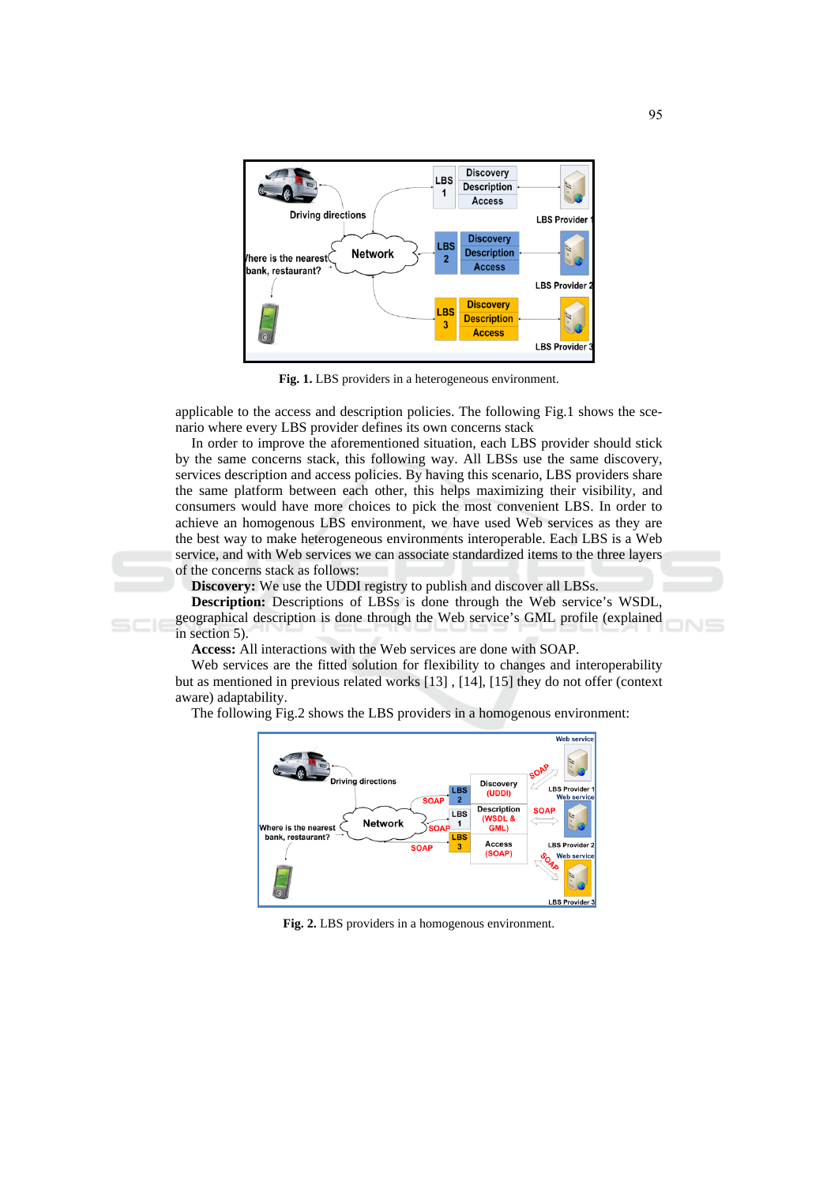Fig. 1. LBS providers in a heterogeneous environment.

applicable to the access and description policies. The following Fig.1 shows the scenario where every LBS provider defines its own concerns stack

In order to improve the aforementioned situation, each LBS provider should stick by the same concerns stack, this following way. All LBSs use the same discovery, services description and access policies. By having this scenario, LBS providers share the same platform between each other, this helps maximizing their visibility, and consumers would have more choices to pick the most convenient LBS. In order to achieve an homogenous LBS environment, we have used Web services as they are the best way to make heterogeneous environments interoperable. Each LBS is a Web service, and with Web services we can associate standardized items to the three layers of the concerns stack as follows:

**Discovery:** We use the UDDI registry to publish and discover all LBSs.

**Description:** Descriptions of LBSs is done through the Web service's WSDL, geographical description is done through the Web service's GML profile (explained in section 5).

**Access:** All interactions with the Web services are done with SOAP.

Web services are the fitted solution for flexibility to changes and interoperability but as mentioned in previous related works [13] , [14], [15] they do not offer (context aware) adaptability.

The following Fig.2 shows the LBS providers in a homogenous environment:

Fig. 2. LBS providers in a homogenous environment.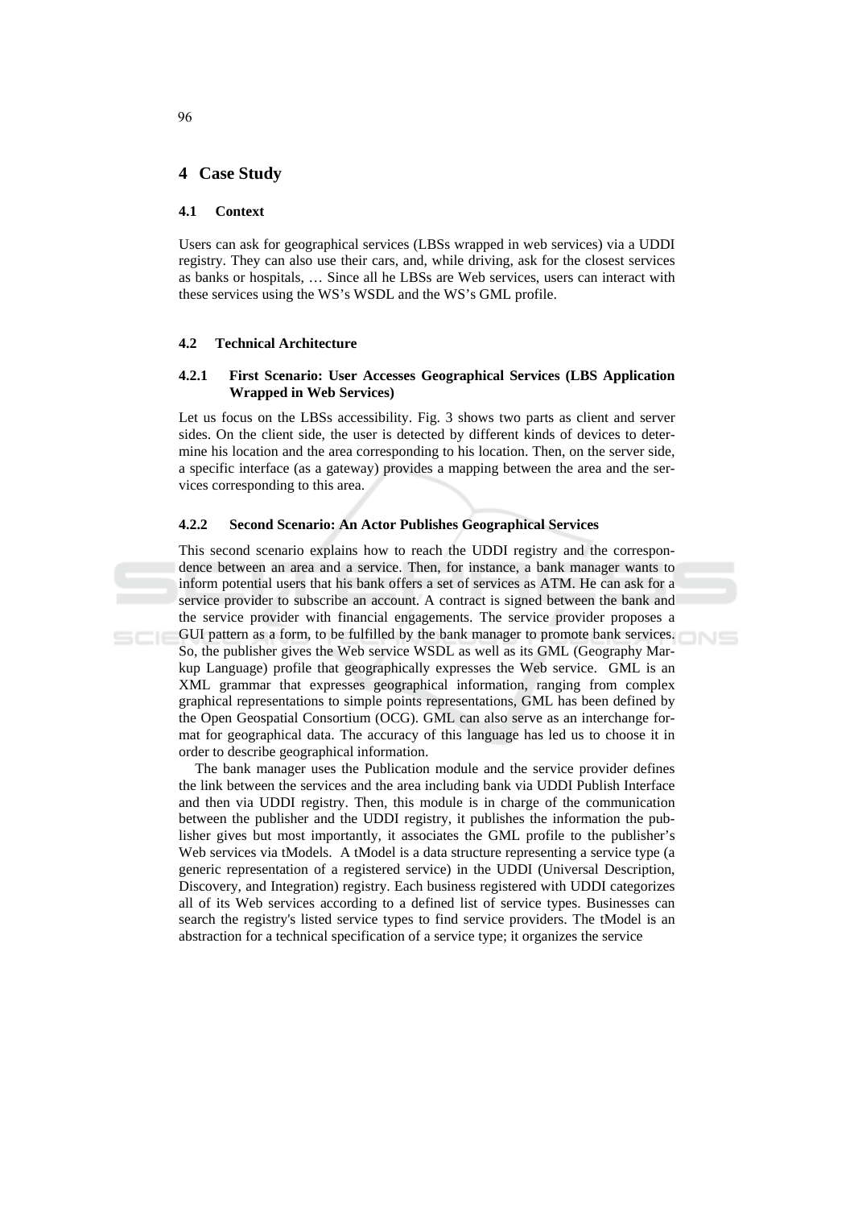# 4 Case Study

## 4.1 Context

Users can ask for geographical services (LBSs wrapped in web services) via a UDDI registry. They can also use their cars, and, while driving, ask for the closest services as banks or hospitals, … Since all he LBSs are Web services, users can interact with these services using the WS's WSDL and the WS's GML profile.

## 4.2 Technical Architecture

### 4.2.1 First Scenario: User Accesses Geographical Services (LBS Application Wrapped in Web Services)

Let us focus on the LBSs accessibility. Fig. 3 shows two parts as client and server sides. On the client side, the user is detected by different kinds of devices to determine his location and the area corresponding to his location. Then, on the server side, a specific interface (as a gateway) provides a mapping between the area and the services corresponding to this area.

### 4.2.2 Second Scenario: An Actor Publishes Geographical Services

This second scenario explains how to reach the UDDI registry and the correspondence between an area and a service. Then, for instance, a bank manager wants to inform potential users that his bank offers a set of services as ATM. He can ask for a service provider to subscribe an account. A contract is signed between the bank and the service provider with financial engagements. The service provider proposes a GUI pattern as a form, to be fulfilled by the bank manager to promote bank services. So, the publisher gives the Web service WSDL as well as its GML (Geography Markup Language) profile that geographically expresses the Web service. GML is an XML grammar that expresses geographical information, ranging from complex graphical representations to simple points representations, GML has been defined by the Open Geospatial Consortium (OCG). GML can also serve as an interchange format for geographical data. The accuracy of this language has led us to choose it in order to describe geographical information.

The bank manager uses the Publication module and the service provider defines the link between the services and the area including bank via UDDI Publish Interface and then via UDDI registry. Then, this module is in charge of the communication between the publisher and the UDDI registry, it publishes the information the publisher gives but most importantly, it associates the GML profile to the publisher's Web services via tModels. A tModel is a data structure representing a service type (a generic representation of a registered service) in the UDDI (Universal Description, Discovery, and Integration) registry. Each business registered with UDDI categorizes all of its Web services according to a defined list of service types. Businesses can search the registry's listed service types to find service providers. The tModel is an abstraction for a technical specification of a service type; it organizes the service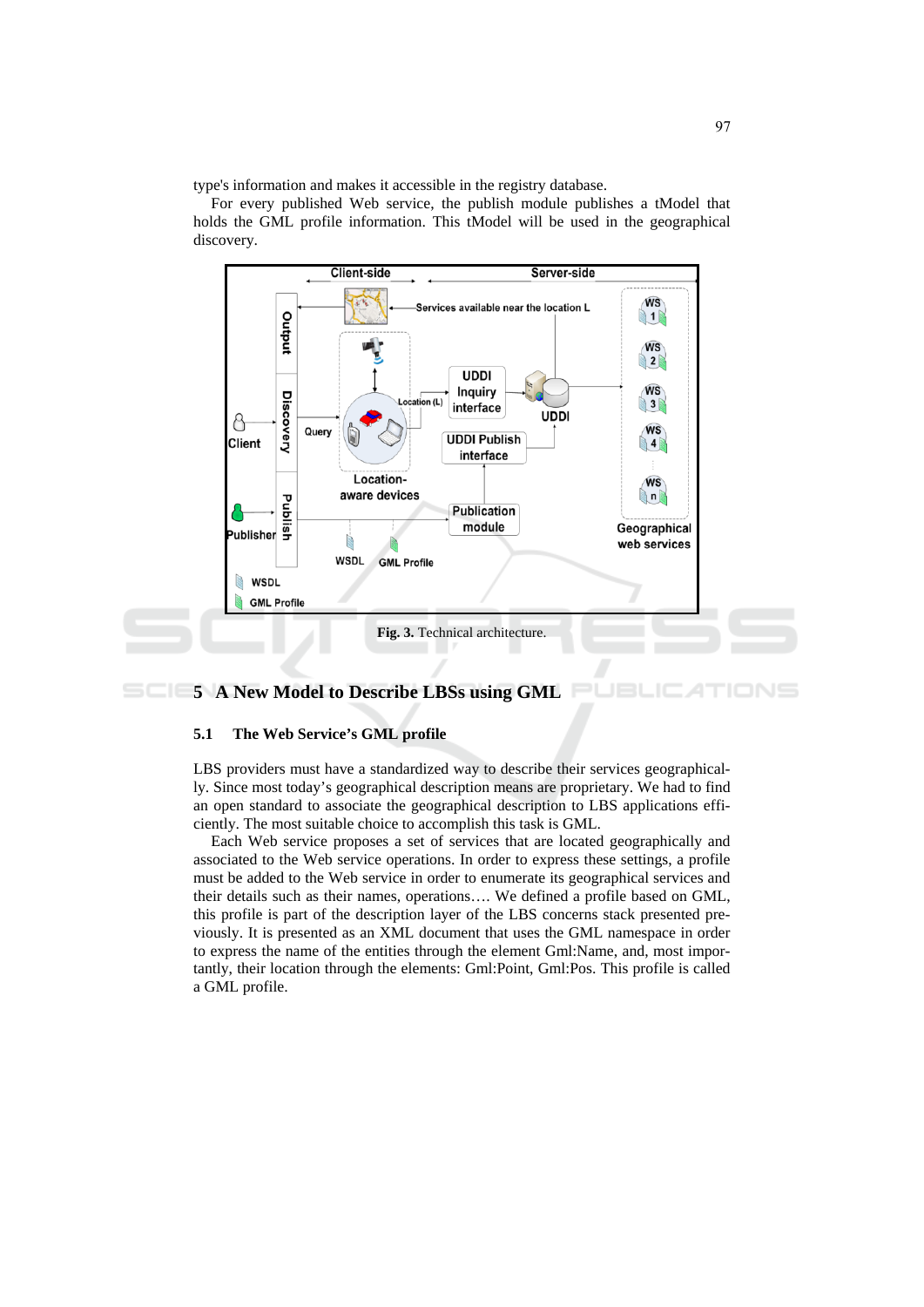type's information and makes it accessible in the registry database.

For every published Web service, the publish module publishes a tModel that holds the GML profile information. This tModel will be used in the geographical discovery.

Fig. 3. Technical architecture.

## 5 A New Model to Describe LBSs using GML

### 5.1 The Web Service's GML profile

LBS providers must have a standardized way to describe their services geographically. Since most today's geographical description means are proprietary. We had to find an open standard to associate the geographical description to LBS applications efficiently. The most suitable choice to accomplish this task is GML.

Each Web service proposes a set of services that are located geographically and associated to the Web service operations. In order to express these settings, a profile must be added to the Web service in order to enumerate its geographical services and their details such as their names, operations…. We defined a profile based on GML, this profile is part of the description layer of the LBS concerns stack presented previously. It is presented as an XML document that uses the GML namespace in order to express the name of the entities through the element Gml:Name, and, most importantly, their location through the elements: Gml:Point, Gml:Pos. This profile is called a GML profile.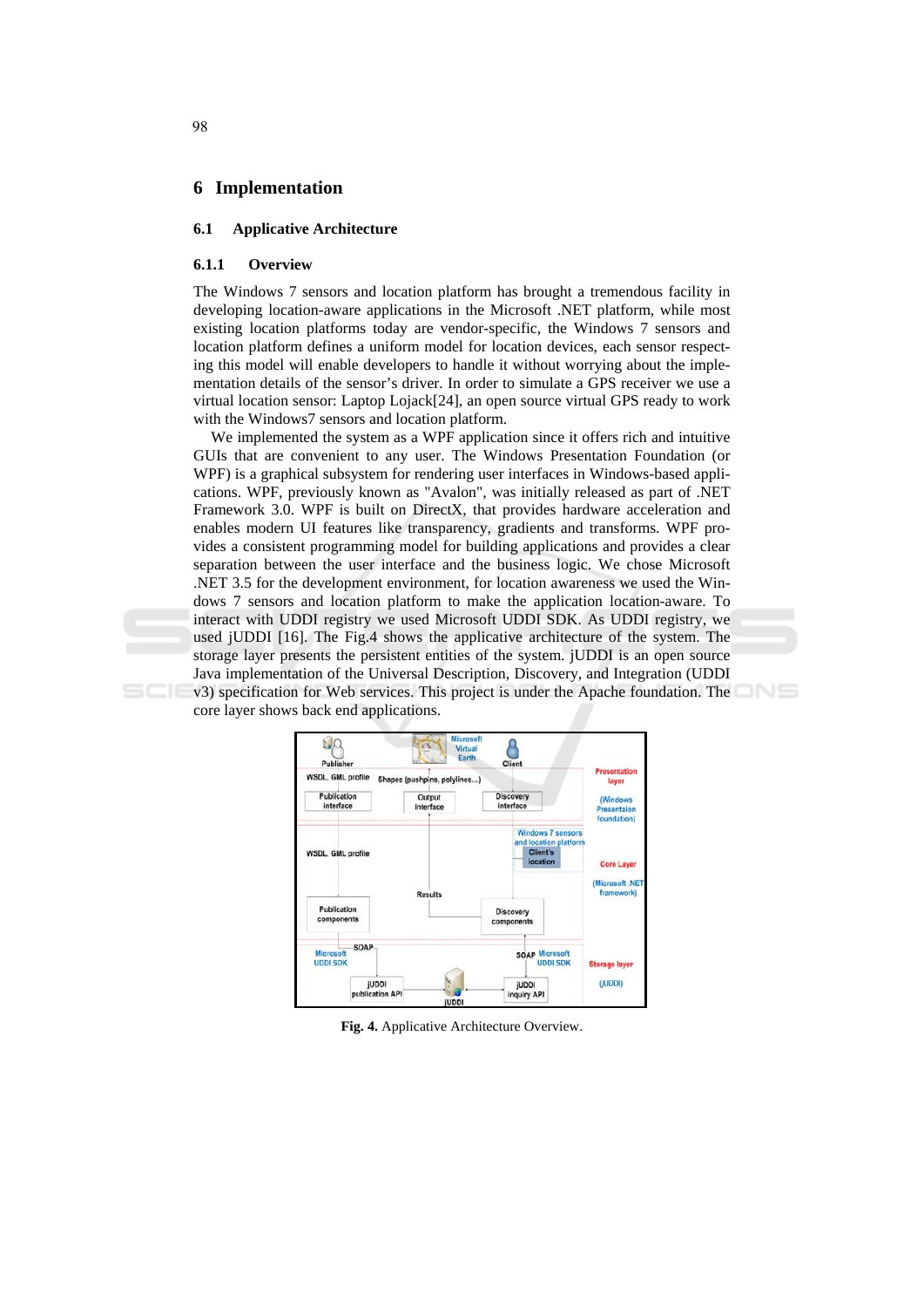# 6 Implementation

## 6.1 Applicative Architecture

### 6.1.1 Overview

The Windows 7 sensors and location platform has brought a tremendous facility in developing location-aware applications in the Microsoft .NET platform, while most existing location platforms today are vendor-specific, the Windows 7 sensors and location platform defines a uniform model for location devices, each sensor respecting this model will enable developers to handle it without worrying about the implementation details of the sensor's driver. In order to simulate a GPS receiver we use a virtual location sensor: Laptop Lojack[24], an open source virtual GPS ready to work with the Windows7 sensors and location platform.

We implemented the system as a WPF application since it offers rich and intuitive GUIs that are convenient to any user. The Windows Presentation Foundation (or WPF) is a graphical subsystem for rendering user interfaces in Windows-based applications. WPF, previously known as "Avalon", was initially released as part of .NET Framework 3.0. WPF is built on DirectX, that provides hardware acceleration and enables modern UI features like transparency, gradients and transforms. WPF provides a consistent programming model for building applications and provides a clear separation between the user interface and the business logic. We chose Microsoft .NET 3.5 for the development environment, for location awareness we used the Windows 7 sensors and location platform to make the application location-aware. To interact with UDDI registry we used Microsoft UDDI SDK. As UDDI registry, we used jUDDI [16]. The Fig.4 shows the applicative architecture of the system. The storage layer presents the persistent entities of the system. jUDDI is an open source Java implementation of the Universal Description, Discovery, and Integration (UDDI v3) specification for Web services. This project is under the Apache foundation. The core layer shows back end applications.

**Fig. 4.** Applicative Architecture Overview.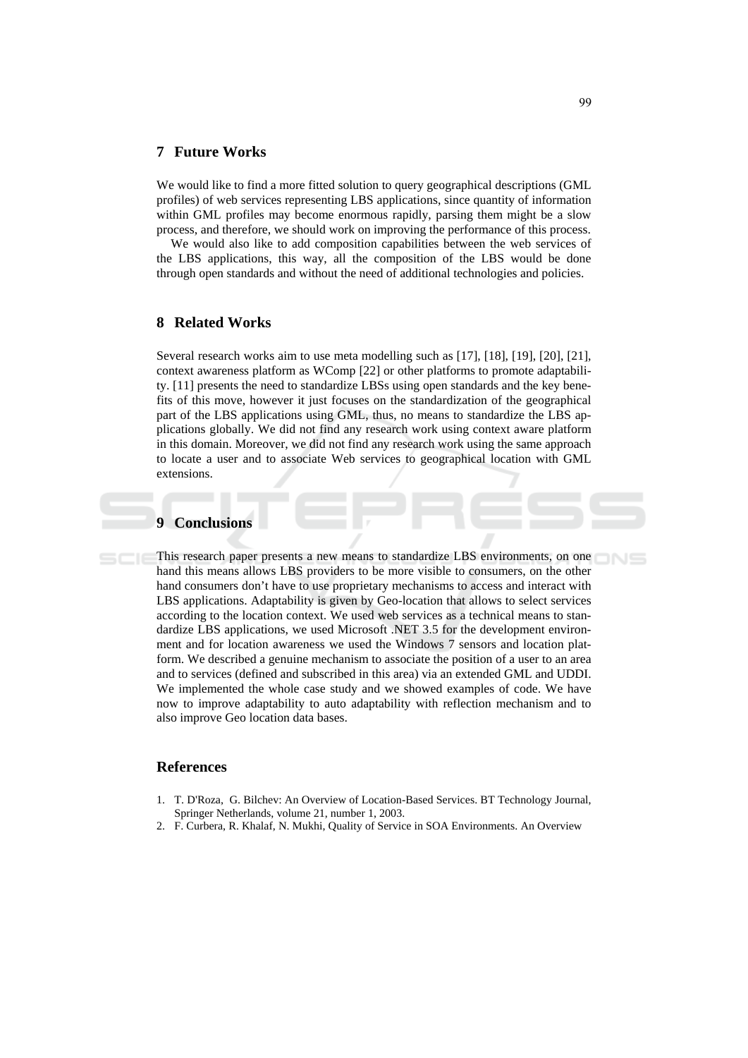## 7 Future Works

We would like to find a more fitted solution to query geographical descriptions (GML profiles) of web services representing LBS applications, since quantity of information within GML profiles may become enormous rapidly, parsing them might be a slow process, and therefore, we should work on improving the performance of this process.

We would also like to add composition capabilities between the web services of the LBS applications, this way, all the composition of the LBS would be done through open standards and without the need of additional technologies and policies.

## 8 Related Works

Several research works aim to use meta modelling such as [17], [18], [19], [20], [21], context awareness platform as WComp [22] or other platforms to promote adaptability. [11] presents the need to standardize LBSs using open standards and the key benefits of this move, however it just focuses on the standardization of the geographical part of the LBS applications using GML, thus, no means to standardize the LBS applications globally. We did not find any research work using context aware platform in this domain. Moreover, we did not find any research work using the same approach to locate a user and to associate Web services to geographical location with GML extensions.

## 9 Conclusions

This research paper presents a new means to standardize LBS environments, on one hand this means allows LBS providers to be more visible to consumers, on the other hand consumers don't have to use proprietary mechanisms to access and interact with LBS applications. Adaptability is given by Geo-location that allows to select services according to the location context. We used web services as a technical means to standardize LBS applications, we used Microsoft .NET 3.5 for the development environment and for location awareness we used the Windows 7 sensors and location platform. We described a genuine mechanism to associate the position of a user to an area and to services (defined and subscribed in this area) via an extended GML and UDDI. We implemented the whole case study and we showed examples of code. We have now to improve adaptability to auto adaptability with reflection mechanism and to also improve Geo location data bases.

## References

1. T. D'Roza, G. Bilchev: An Overview of Location-Based Services. BT Technology Journal, Springer Netherlands, volume 21, number 1, 2003.
2. F. Curbera, R. Khalaf, N. Mukhi, Quality of Service in SOA Environments. An Overview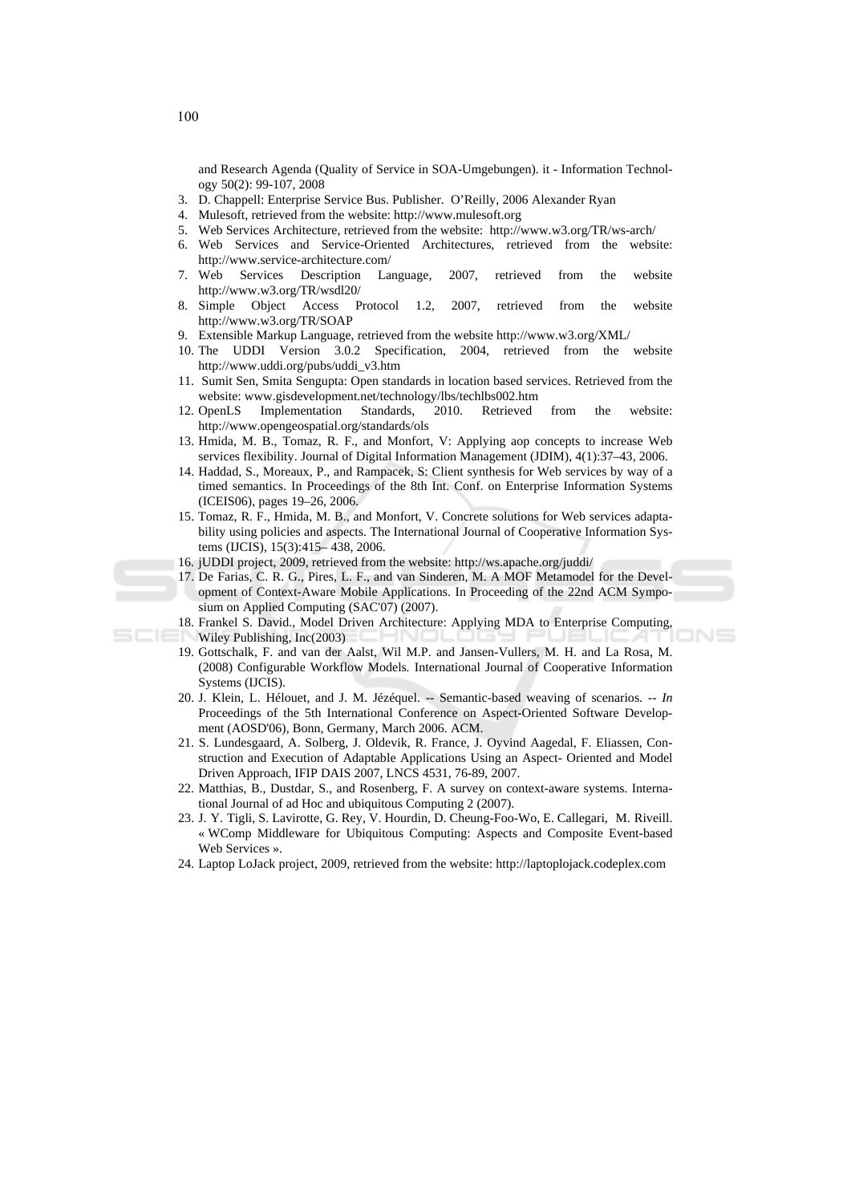and Research Agenda (Quality of Service in SOA-Umgebungen). it - Information Technology 50(2): 99-107, 2008

3. D. Chappell: Enterprise Service Bus. Publisher. O'Reilly, 2006 Alexander Ryan
4. Mulesoft, retrieved from the website: http://www.mulesoft.org
5. Web Services Architecture, retrieved from the website: http://www.w3.org/TR/ws-arch/
6. Web Services and Service-Oriented Architectures, retrieved from the website: http://www.service-architecture.com/
7. Web Services Description Language, 2007, retrieved from the website http://www.w3.org/TR/wsdl20/
8. Simple Object Access Protocol 1.2, 2007, retrieved from the website http://www.w3.org/TR/SOAP
9. Extensible Markup Language, retrieved from the website http://www.w3.org/XML/
10. The UDDI Version 3.0.2 Specification, 2004, retrieved from the website http://www.uddi.org/pubs/uddi_v3.htm
11. Sumit Sen, Smita Sengupta: Open standards in location based services. Retrieved from the website: www.gisdevelopment.net/technology/lbs/techlbs002.htm
12. OpenLS Implementation Standards, 2010. Retrieved from the website: http://www.opengeospatial.org/standards/ols
13. Hmida, M. B., Tomaz, R. F., and Monfort, V: Applying aop concepts to increase Web services flexibility. Journal of Digital Information Management (JDIM), 4(1):37–43, 2006.
14. Haddad, S., Moreaux, P., and Rampacek, S: Client synthesis for Web services by way of a timed semantics. In Proceedings of the 8th Int. Conf. on Enterprise Information Systems (ICEIS06), pages 19–26, 2006.
15. Tomaz, R. F., Hmida, M. B., and Monfort, V. Concrete solutions for Web services adaptability using policies and aspects. The International Journal of Cooperative Information Systems (IJCIS), 15(3):415– 438, 2006.
16. jUDDI project, 2009, retrieved from the website: http://ws.apache.org/juddi/
17. De Farias, C. R. G., Pires, L. F., and van Sinderen, M. A MOF Metamodel for the Development of Context-Aware Mobile Applications. In Proceeding of the 22nd ACM Symposium on Applied Computing (SAC'07) (2007).
18. Frankel S. David., Model Driven Architecture: Applying MDA to Enterprise Computing, Wiley Publishing, Inc(2003)
19. Gottschalk, F. and van der Aalst, Wil M.P. and Jansen-Vullers, M. H. and La Rosa, M. (2008) Configurable Workflow Models. International Journal of Cooperative Information Systems (IJCIS).
20. J. Klein, L. Hélouet, and J. M. Jézéquel. -- Semantic-based weaving of scenarios. -- *In* Proceedings of the 5th International Conference on Aspect-Oriented Software Development (AOSD'06), Bonn, Germany, March 2006. ACM.
21. S. Lundesgaard, A. Solberg, J. Oldevik, R. France, J. Oyvind Aagedal, F. Eliassen, Construction and Execution of Adaptable Applications Using an Aspect- Oriented and Model Driven Approach, IFIP DAIS 2007, LNCS 4531, 76-89, 2007.
22. Matthias, B., Dustdar, S., and Rosenberg, F. A survey on context-aware systems. International Journal of ad Hoc and ubiquitous Computing 2 (2007).
23. J. Y. Tigli, S. Lavirotte, G. Rey, V. Hourdin, D. Cheung-Foo-Wo, E. Callegari, M. Riveill. « WComp Middleware for Ubiquitous Computing: Aspects and Composite Event-based Web Services ».
24. Laptop LoJack project, 2009, retrieved from the website: http://laptoplojack.codeplex.com